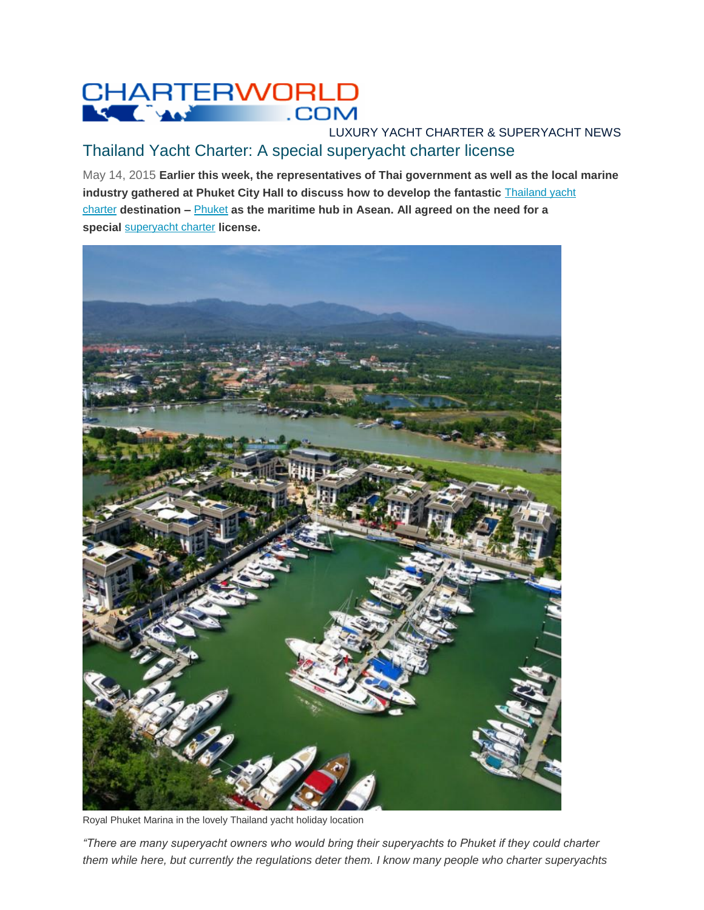CHARTERWORLD.COM

LUXURY YACHT CHARTER & SUPERYACHT NEWS

# Thailand Yacht Charter: A special superyacht charter license

May 14, 2015 **Earlier this week, the representatives of Thai government as well as the local marine industry gathered at Phuket City Hall to discuss how to develop the fantastic Thailand yacht charter destination – Phuket as the maritime hub in Asean. All agreed on the need for a special superyacht charter license.**

Royal Phuket Marina in the lovely Thailand yacht holiday location

*"There are many superyacht owners who would bring their superyachts to Phuket if they could charter them while here, but currently the regulations deter them. I know many people who charter superyachts*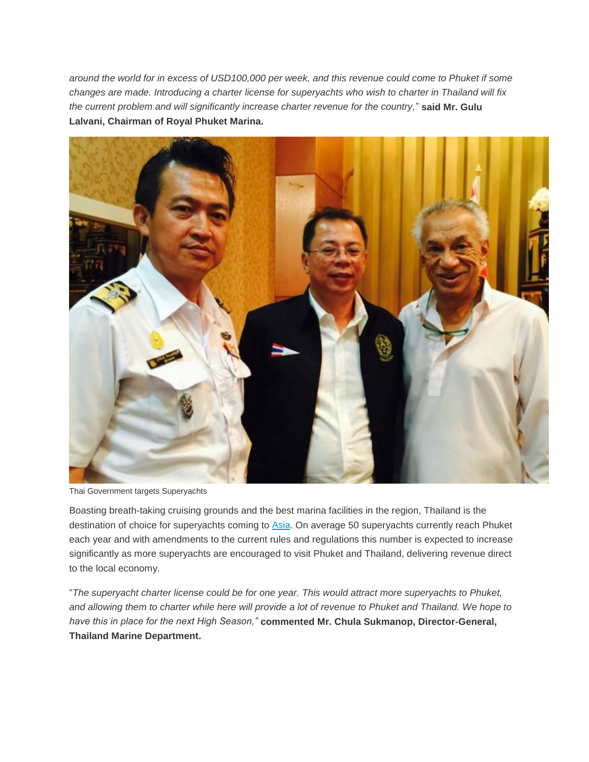*around the world for in excess of USD100,000 per week, and this revenue could come to Phuket if some changes are made. Introducing a charter license for superyachts who wish to charter in Thailand will fix the current problem and will significantly increase charter revenue for the country,*" **said Mr. Gulu Lalvani, Chairman of Royal Phuket Marina.**

Thai Government targets Superyachts

Boasting breath-taking cruising grounds and the best marina facilities in the region, Thailand is the destination of choice for superyachts coming to Asia. On average 50 superyachts currently reach Phuket each year and with amendments to the current rules and regulations this number is expected to increase significantly as more superyachts are encouraged to visit Phuket and Thailand, delivering revenue direct to the local economy.

"*The superyacht charter license could be for one year. This would attract more superyachts to Phuket, and allowing them to charter while here will provide a lot of revenue to Phuket and Thailand. We hope to have this in place for the next High Season,"* **commented Mr. Chula Sukmanop, Director-General, Thailand Marine Department.**